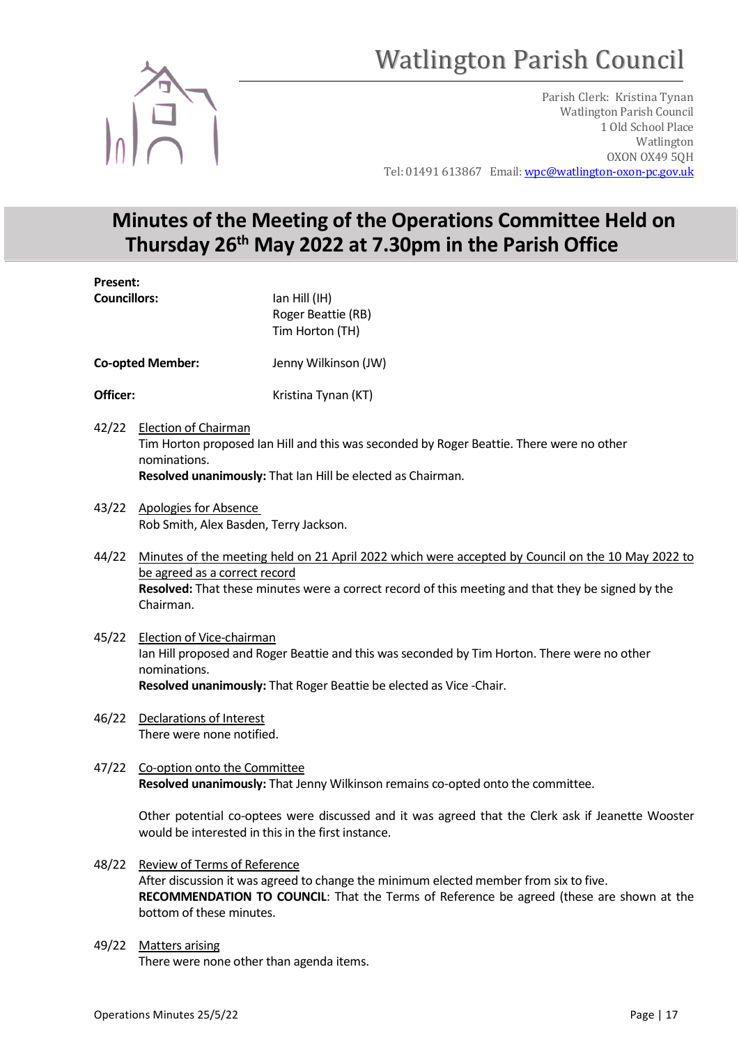# Watlington Parish Council

Parish Clerk: Kristina Tynan
Watlington Parish Council
1 Old School Place
Watlington
OXON OX49 5QH
Tel: 01491 613867 Email: wpc@watlington-oxon-pc.gov.uk

## Minutes of the Meeting of the Operations Committee Held on Thursday 26th May 2022 at 7.30pm in the Parish Office

**Present:**

**Councillors:** Ian Hill (IH)
Roger Beattie (RB)
Tim Horton (TH)

**Co-opted Member:** Jenny Wilkinson (JW)

**Officer:** Kristina Tynan (KT)

42/22 Election of Chairman
Tim Horton proposed Ian Hill and this was seconded by Roger Beattie. There were no other nominations.
**Resolved unanimously:** That Ian Hill be elected as Chairman.

43/22 Apologies for Absence
Rob Smith, Alex Basden, Terry Jackson.

44/22 Minutes of the meeting held on 21 April 2022 which were accepted by Council on the 10 May 2022 to be agreed as a correct record
**Resolved:** That these minutes were a correct record of this meeting and that they be signed by the Chairman.

45/22 Election of Vice-chairman
Ian Hill proposed and Roger Beattie and this was seconded by Tim Horton. There were no other nominations.
**Resolved unanimously:** That Roger Beattie be elected as Vice -Chair.

46/22 Declarations of Interest
There were none notified.

47/22 Co-option onto the Committee
**Resolved unanimously:** That Jenny Wilkinson remains co-opted onto the committee.

Other potential co-optees were discussed and it was agreed that the Clerk ask if Jeanette Wooster would be interested in this in the first instance.

48/22 Review of Terms of Reference
After discussion it was agreed to change the minimum elected member from six to five.
**RECOMMENDATION TO COUNCIL**: That the Terms of Reference be agreed (these are shown at the bottom of these minutes.

49/22 Matters arising
There were none other than agenda items.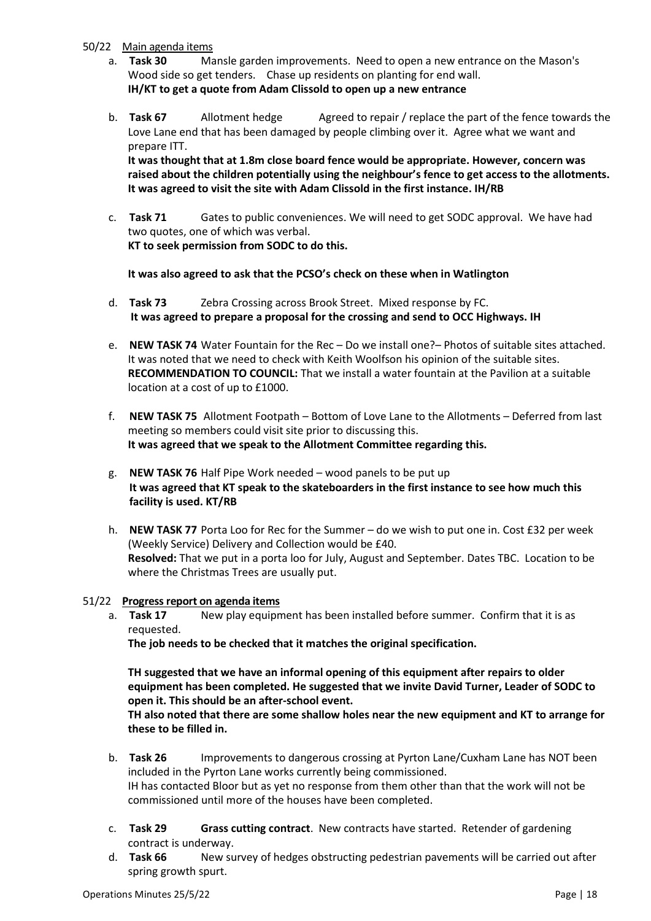50/22 Main agenda items

a. **Task 30** Mansle garden improvements. Need to open a new entrance on the Mason's Wood side so get tenders. Chase up residents on planting for end wall.
**IH/KT to get a quote from Adam Clissold to open up a new entrance**

b. **Task 67** Allotment hedge Agreed to repair / replace the part of the fence towards the Love Lane end that has been damaged by people climbing over it. Agree what we want and prepare ITT.
**It was thought that at 1.8m close board fence would be appropriate. However, concern was raised about the children potentially using the neighbour's fence to get access to the allotments. It was agreed to visit the site with Adam Clissold in the first instance. IH/RB**

c. **Task 71** Gates to public conveniences. We will need to get SODC approval. We have had two quotes, one of which was verbal.
**KT to seek permission from SODC to do this.**

**It was also agreed to ask that the PCSO's check on these when in Watlington**

d. **Task 73** Zebra Crossing across Brook Street. Mixed response by FC.
**It was agreed to prepare a proposal for the crossing and send to OCC Highways. IH**

e. **NEW TASK 74** Water Fountain for the Rec – Do we install one?– Photos of suitable sites attached. It was noted that we need to check with Keith Woolfson his opinion of the suitable sites.
**RECOMMENDATION TO COUNCIL:** That we install a water fountain at the Pavilion at a suitable location at a cost of up to £1000.

f. **NEW TASK 75** Allotment Footpath – Bottom of Love Lane to the Allotments – Deferred from last meeting so members could visit site prior to discussing this.
**It was agreed that we speak to the Allotment Committee regarding this.**

g. **NEW TASK 76** Half Pipe Work needed – wood panels to be put up
**It was agreed that KT speak to the skateboarders in the first instance to see how much this facility is used. KT/RB**

h. **NEW TASK 77** Porta Loo for Rec for the Summer – do we wish to put one in. Cost £32 per week (Weekly Service) Delivery and Collection would be £40.
**Resolved:** That we put in a porta loo for July, August and September. Dates TBC. Location to be where the Christmas Trees are usually put.

51/22 **Progress report on agenda items**

a. **Task 17** New play equipment has been installed before summer. Confirm that it is as requested.
**The job needs to be checked that it matches the original specification.**

**TH suggested that we have an informal opening of this equipment after repairs to older equipment has been completed. He suggested that we invite David Turner, Leader of SODC to open it. This should be an after-school event.**
**TH also noted that there are some shallow holes near the new equipment and KT to arrange for these to be filled in.**

b. **Task 26** Improvements to dangerous crossing at Pyrton Lane/Cuxham Lane has NOT been included in the Pyrton Lane works currently being commissioned.
IH has contacted Bloor but as yet no response from them other than that the work will not be commissioned until more of the houses have been completed.

c. **Task 29** **Grass cutting contract**. New contracts have started. Retender of gardening contract is underway.

d. **Task 66** New survey of hedges obstructing pedestrian pavements will be carried out after spring growth spurt.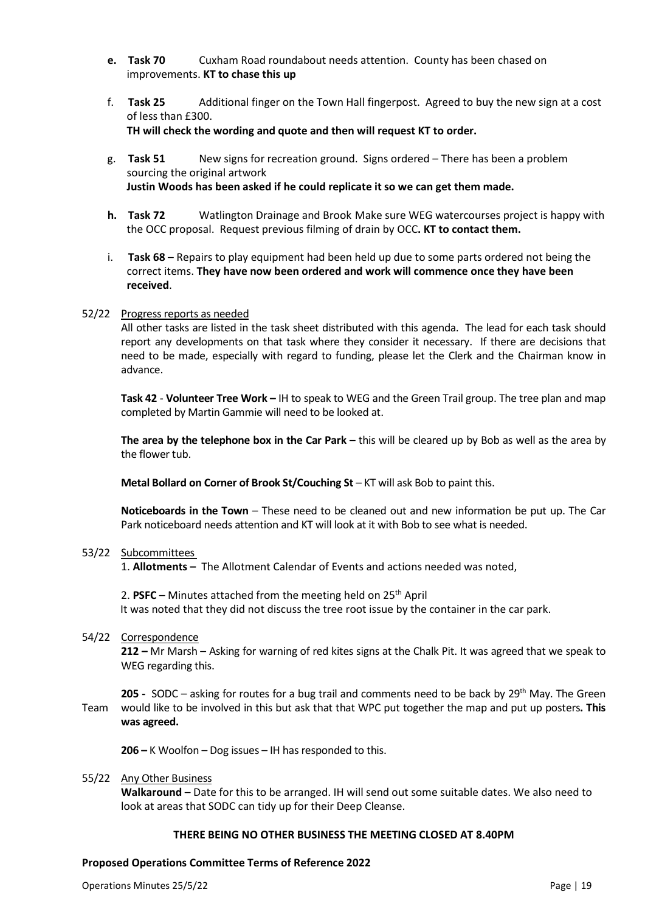- **e. Task 70** Cuxham Road roundabout needs attention. County has been chased on improvements. **KT to chase this up**

- f. **Task 25** Additional finger on the Town Hall fingerpost. Agreed to buy the new sign at a cost of less than £300.
  **TH will check the wording and quote and then will request KT to order.**

- g. **Task 51** New signs for recreation ground. Signs ordered – There has been a problem sourcing the original artwork
  **Justin Woods has been asked if he could replicate it so we can get them made.**

- **h. Task 72** Watlington Drainage and Brook Make sure WEG watercourses project is happy with the OCC proposal. Request previous filming of drain by OCC**. KT to contact them.**

- i. **Task 68** – Repairs to play equipment had been held up due to some parts ordered not being the correct items. **They have now been ordered and work will commence once they have been received**.

52/22 Progress reports as needed

All other tasks are listed in the task sheet distributed with this agenda. The lead for each task should report any developments on that task where they consider it necessary. If there are decisions that need to be made, especially with regard to funding, please let the Clerk and the Chairman know in advance.

**Task 42** - **Volunteer Tree Work –** IH to speak to WEG and the Green Trail group. The tree plan and map completed by Martin Gammie will need to be looked at.

**The area by the telephone box in the Car Park** – this will be cleared up by Bob as well as the area by the flower tub.

**Metal Bollard on Corner of Brook St/Couching St** – KT will ask Bob to paint this.

**Noticeboards in the Town** – These need to be cleaned out and new information be put up. The Car Park noticeboard needs attention and KT will look at it with Bob to see what is needed.

53/22 Subcommittees

1. **Allotments –** The Allotment Calendar of Events and actions needed was noted,

2. **PSFC** – Minutes attached from the meeting held on 25th April
It was noted that they did not discuss the tree root issue by the container in the car park.

54/22 Correspondence

**212 –** Mr Marsh – Asking for warning of red kites signs at the Chalk Pit. It was agreed that we speak to WEG regarding this.

**205 -** SODC – asking for routes for a bug trail and comments need to be back by 29th May. The Green Team would like to be involved in this but ask that that WPC put together the map and put up posters**. This was agreed.**

**206 –** K Woolfon – Dog issues – IH has responded to this.

55/22 Any Other Business

**Walkaround** – Date for this to be arranged. IH will send out some suitable dates. We also need to look at areas that SODC can tidy up for their Deep Cleanse.

**THERE BEING NO OTHER BUSINESS THE MEETING CLOSED AT 8.40PM**

**Proposed Operations Committee Terms of Reference 2022**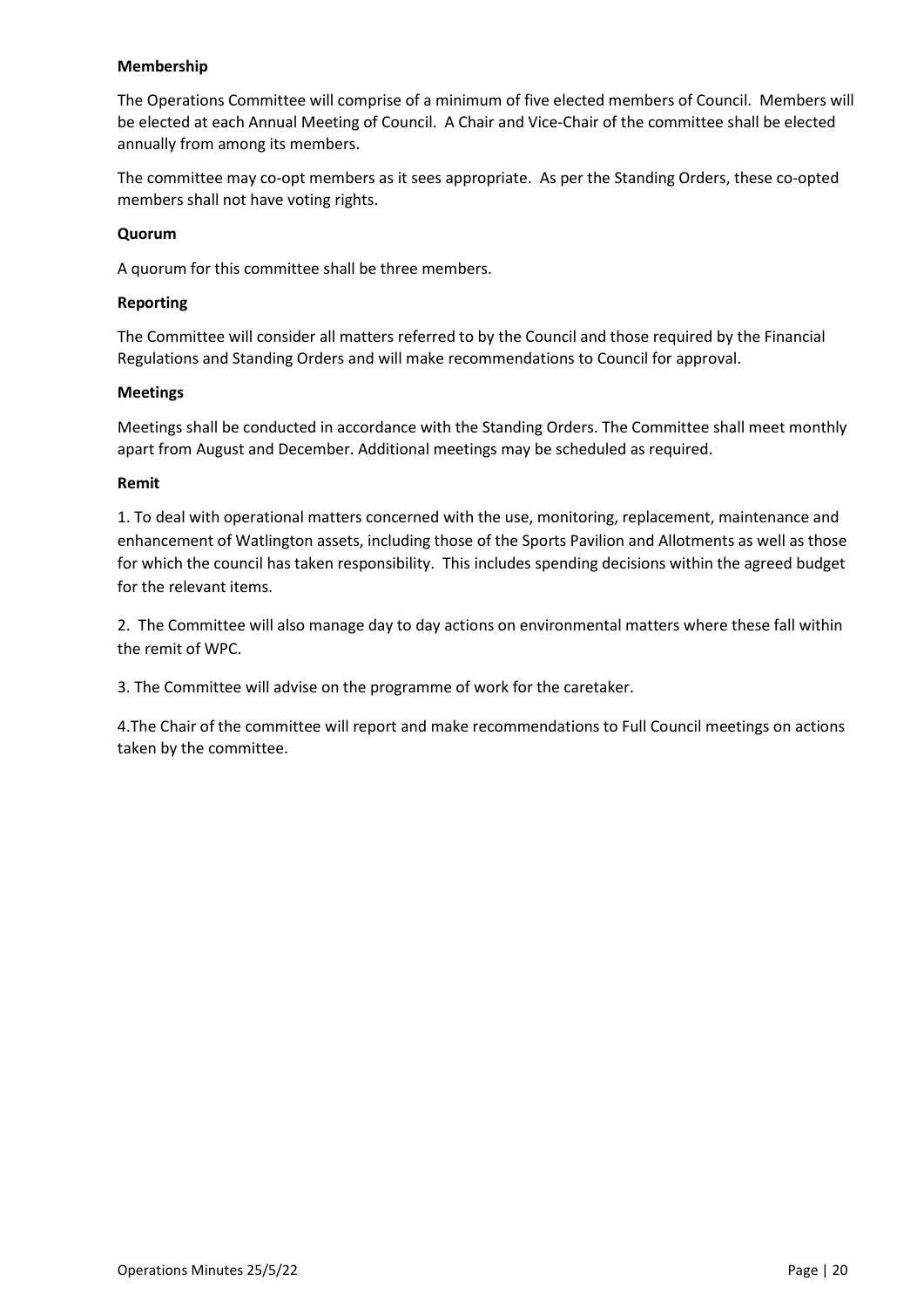**Membership**

The Operations Committee will comprise of a minimum of five elected members of Council. Members will be elected at each Annual Meeting of Council. A Chair and Vice-Chair of the committee shall be elected annually from among its members.

The committee may co-opt members as it sees appropriate. As per the Standing Orders, these co-opted members shall not have voting rights.

**Quorum**

A quorum for this committee shall be three members.

**Reporting**

The Committee will consider all matters referred to by the Council and those required by the Financial Regulations and Standing Orders and will make recommendations to Council for approval.

**Meetings**

Meetings shall be conducted in accordance with the Standing Orders. The Committee shall meet monthly apart from August and December. Additional meetings may be scheduled as required.

**Remit**

1. To deal with operational matters concerned with the use, monitoring, replacement, maintenance and enhancement of Watlington assets, including those of the Sports Pavilion and Allotments as well as those for which the council has taken responsibility. This includes spending decisions within the agreed budget for the relevant items.

2. The Committee will also manage day to day actions on environmental matters where these fall within the remit of WPC.

3. The Committee will advise on the programme of work for the caretaker.

4. The Chair of the committee will report and make recommendations to Full Council meetings on actions taken by the committee.